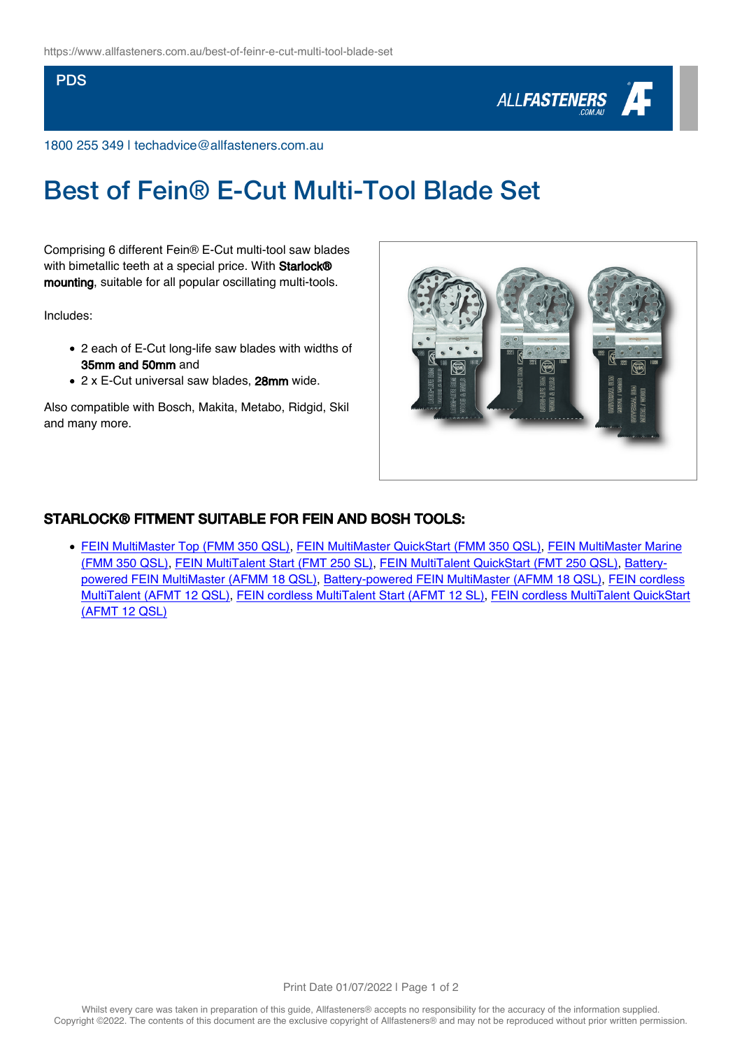https://www.allfasteners.com.au/best-of-feinr-e-cut-multi-tool-blade-set

PDS

1800 255 349 | techadvice@allfasteners.com.au

# Best of Fein® E-Cut Multi-Tool Blade Set

Comprising 6 different Fein® E-Cut multi-tool saw blades with bimetallic teeth at a special price. With **Starlock® mounting**, suitable for all popular oscillating multi-tools.

Includes:

- 2 each of E-Cut long-life saw blades with widths of **35mm and 50mm** and
- 2 x E-Cut universal saw blades, **28mm** wide.

Also compatible with Bosch, Makita, Metabo, Ridgid, Skil and many more.

## STARLOCK® FITMENT SUITABLE FOR FEIN AND BOSH TOOLS:

- FEIN MultiMaster Top (FMM 350 QSL), FEIN MultiMaster QuickStart (FMM 350 QSL), FEIN MultiMaster Marine (FMM 350 QSL), FEIN MultiTalent Start (FMT 250 SL), FEIN MultiTalent QuickStart (FMT 250 QSL), Battery-powered FEIN MultiMaster (AFMM 18 QSL), Battery-powered FEIN MultiMaster (AFMM 18 QSL), FEIN cordless MultiTalent (AFMT 12 QSL), FEIN cordless MultiTalent Start (AFMT 12 SL), FEIN cordless MultiTalent QuickStart (AFMT 12 QSL)

Whilst every care was taken in preparation of this guide, Allfasteners® accepts no responsibility for the accuracy of the information supplied. Copyright ©2022. The contents of this document are the exclusive copyright of Allfasteners® and may not be reproduced without prior written permission.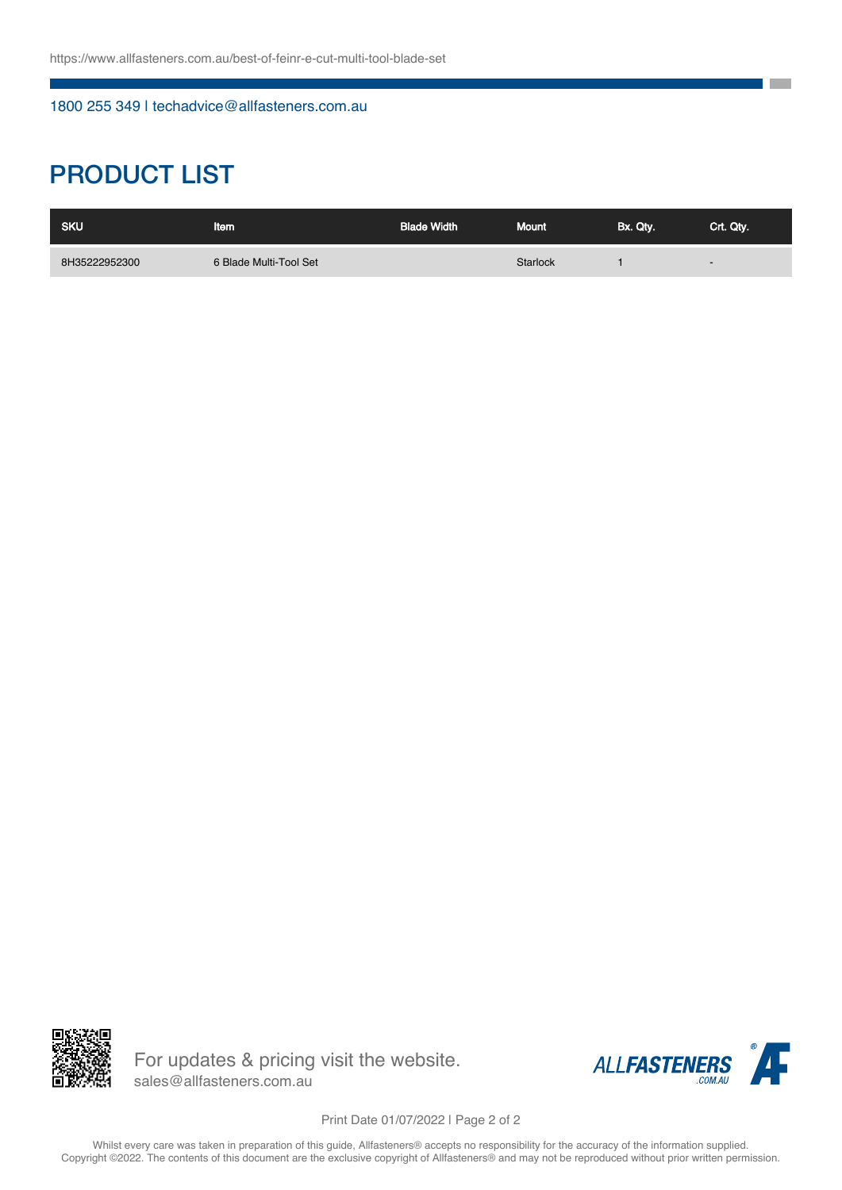## PRODUCT LIST

| SKU | Item | Blade Width | Mount | Bx. Qty. | Crt. Qty. |
|---|---|---|---|---|---|
| 8H35222952300 | 6 Blade Multi-Tool Set | | Starlock | 1 | - |

For updates & pricing visit the website.
sales@allfasteners.com.au

Whilst every care was taken in preparation of this guide, Allfasteners® accepts no responsibility for the accuracy of the information supplied. Copyright ©2022. The contents of this document are the exclusive copyright of Allfasteners® and may not be reproduced without prior written permission.